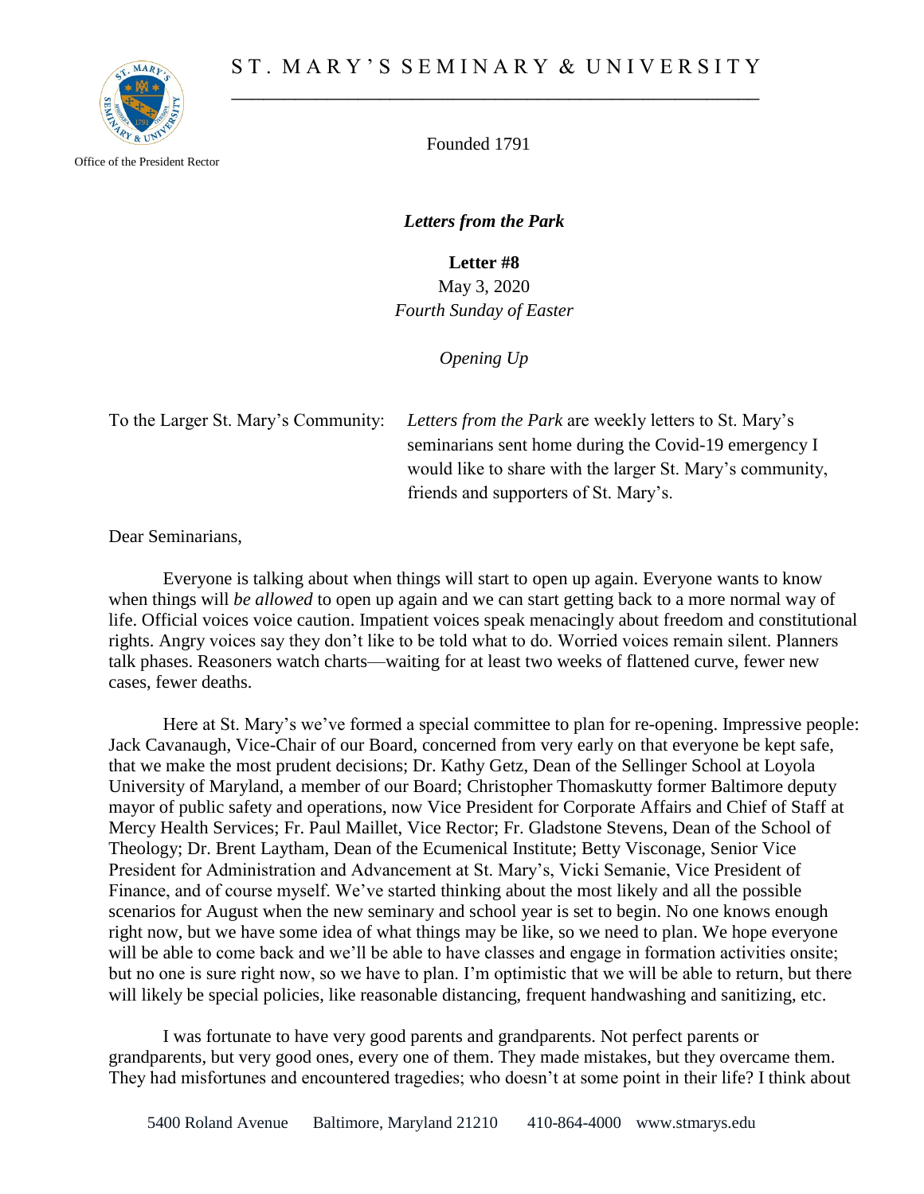# ST. MARY'S SEMINARY & UNIVERSITY

Office of the President Rector

Founded 1791

***Letters from the Park***

**Letter #8**

May 3, 2020

*Fourth Sunday of Easter*

*Opening Up*

To the Larger St. Mary's Community: *Letters from the Park* are weekly letters to St. Mary's seminarians sent home during the Covid-19 emergency I would like to share with the larger St. Mary's community, friends and supporters of St. Mary's.

Dear Seminarians,

Everyone is talking about when things will start to open up again. Everyone wants to know when things will *be allowed* to open up again and we can start getting back to a more normal way of life. Official voices voice caution. Impatient voices speak menacingly about freedom and constitutional rights. Angry voices say they don't like to be told what to do. Worried voices remain silent. Planners talk phases. Reasoners watch charts—waiting for at least two weeks of flattened curve, fewer new cases, fewer deaths.

Here at St. Mary's we've formed a special committee to plan for re-opening. Impressive people: Jack Cavanaugh, Vice-Chair of our Board, concerned from very early on that everyone be kept safe, that we make the most prudent decisions; Dr. Kathy Getz, Dean of the Sellinger School at Loyola University of Maryland, a member of our Board; Christopher Thomaskutty former Baltimore deputy mayor of public safety and operations, now Vice President for Corporate Affairs and Chief of Staff at Mercy Health Services; Fr. Paul Maillet, Vice Rector; Fr. Gladstone Stevens, Dean of the School of Theology; Dr. Brent Laytham, Dean of the Ecumenical Institute; Betty Visconage, Senior Vice President for Administration and Advancement at St. Mary's, Vicki Semanie, Vice President of Finance, and of course myself. We've started thinking about the most likely and all the possible scenarios for August when the new seminary and school year is set to begin. No one knows enough right now, but we have some idea of what things may be like, so we need to plan. We hope everyone will be able to come back and we'll be able to have classes and engage in formation activities onsite; but no one is sure right now, so we have to plan. I'm optimistic that we will be able to return, but there will likely be special policies, like reasonable distancing, frequent handwashing and sanitizing, etc.

I was fortunate to have very good parents and grandparents. Not perfect parents or grandparents, but very good ones, every one of them. They made mistakes, but they overcame them. They had misfortunes and encountered tragedies; who doesn't at some point in their life? I think about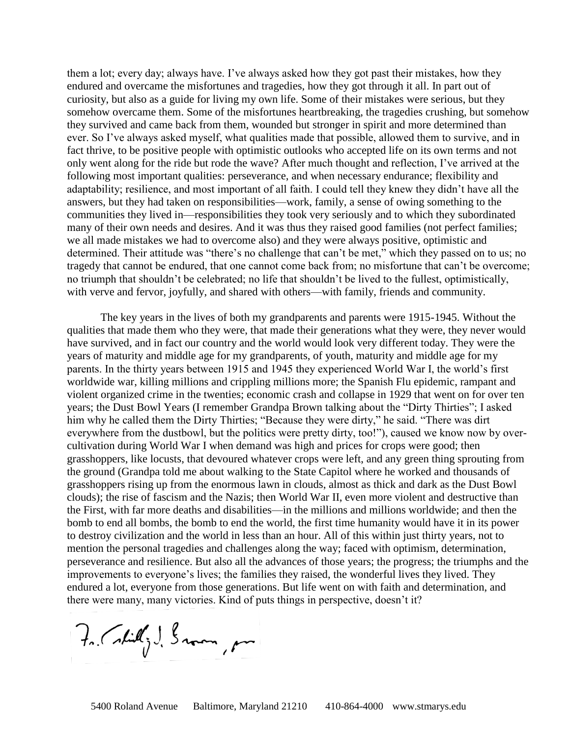them a lot; every day; always have. I've always asked how they got past their mistakes, how they endured and overcame the misfortunes and tragedies, how they got through it all. In part out of curiosity, but also as a guide for living my own life. Some of their mistakes were serious, but they somehow overcame them. Some of the misfortunes heartbreaking, the tragedies crushing, but somehow they survived and came back from them, wounded but stronger in spirit and more determined than ever. So I've always asked myself, what qualities made that possible, allowed them to survive, and in fact thrive, to be positive people with optimistic outlooks who accepted life on its own terms and not only went along for the ride but rode the wave? After much thought and reflection, I've arrived at the following most important qualities: perseverance, and when necessary endurance; flexibility and adaptability; resilience, and most important of all faith. I could tell they knew they didn't have all the answers, but they had taken on responsibilities—work, family, a sense of owing something to the communities they lived in—responsibilities they took very seriously and to which they subordinated many of their own needs and desires. And it was thus they raised good families (not perfect families; we all made mistakes we had to overcome also) and they were always positive, optimistic and determined. Their attitude was "there's no challenge that can't be met," which they passed on to us; no tragedy that cannot be endured, that one cannot come back from; no misfortune that can't be overcome; no triumph that shouldn't be celebrated; no life that shouldn't be lived to the fullest, optimistically, with verve and fervor, joyfully, and shared with others—with family, friends and community.

The key years in the lives of both my grandparents and parents were 1915-1945. Without the qualities that made them who they were, that made their generations what they were, they never would have survived, and in fact our country and the world would look very different today. They were the years of maturity and middle age for my grandparents, of youth, maturity and middle age for my parents. In the thirty years between 1915 and 1945 they experienced World War I, the world's first worldwide war, killing millions and crippling millions more; the Spanish Flu epidemic, rampant and violent organized crime in the twenties; economic crash and collapse in 1929 that went on for over ten years; the Dust Bowl Years (I remember Grandpa Brown talking about the "Dirty Thirties"; I asked him why he called them the Dirty Thirties; "Because they were dirty," he said. "There was dirt everywhere from the dustbowl, but the politics were pretty dirty, too!"), caused we know now by over-cultivation during World War I when demand was high and prices for crops were good; then grasshoppers, like locusts, that devoured whatever crops were left, and any green thing sprouting from the ground (Grandpa told me about walking to the State Capitol where he worked and thousands of grasshoppers rising up from the enormous lawn in clouds, almost as thick and dark as the Dust Bowl clouds); the rise of fascism and the Nazis; then World War II, even more violent and destructive than the First, with far more deaths and disabilities—in the millions and millions worldwide; and then the bomb to end all bombs, the bomb to end the world, the first time humanity would have it in its power to destroy civilization and the world in less than an hour. All of this within just thirty years, not to mention the personal tragedies and challenges along the way; faced with optimism, determination, perseverance and resilience. But also all the advances of those years; the progress; the triumphs and the improvements to everyone's lives; the families they raised, the wonderful lives they lived. They endured a lot, everyone from those generations. But life went on with faith and determination, and there were many, many victories. Kind of puts things in perspective, doesn't it?

Fr. Phillip J. Brown, pss

5400 Roland Avenue Baltimore, Maryland 21210 410-864-4000 www.stmarys.edu